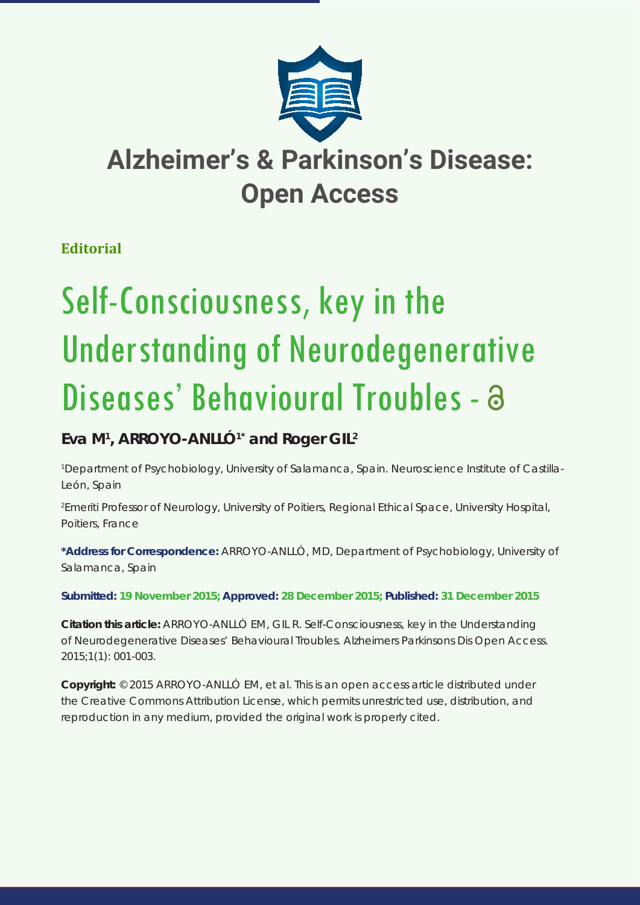# Alzheimer's & Parkinson's Disease: Open Access

**Editorial**

# Self-Consciousness, key in the Understanding of Neurodegenerative Diseases' Behavioural Troubles

**Eva M[1], ARROYO-ANLLÓ[1*] and Roger GIL[2]**

[1]Department of Psychobiology, University of Salamanca, Spain. Neuroscience Institute of Castilla-León, Spain

[2]Emeriti Professor of Neurology, University of Poitiers, Regional Ethical Space, University Hospital, Poitiers, France

**\*Address for Correspondence:** ARROYO-ANLLÓ, MD, Department of Psychobiology, University of Salamanca, Spain

**Submitted: 19 November 2015; Approved: 28 December 2015; Published: 31 December 2015**

**Citation this article:** ARROYO-ANLLÓ EM, GIL R. Self-Consciousness, key in the Understanding of Neurodegenerative Diseases' Behavioural Troubles. Alzheimers Parkinsons Dis Open Access. 2015;1(1): 001-003.

**Copyright:** © 2015 ARROYO-ANLLÓ EM, et al. This is an open access article distributed under the Creative Commons Attribution License, which permits unrestricted use, distribution, and reproduction in any medium, provided the original work is properly cited.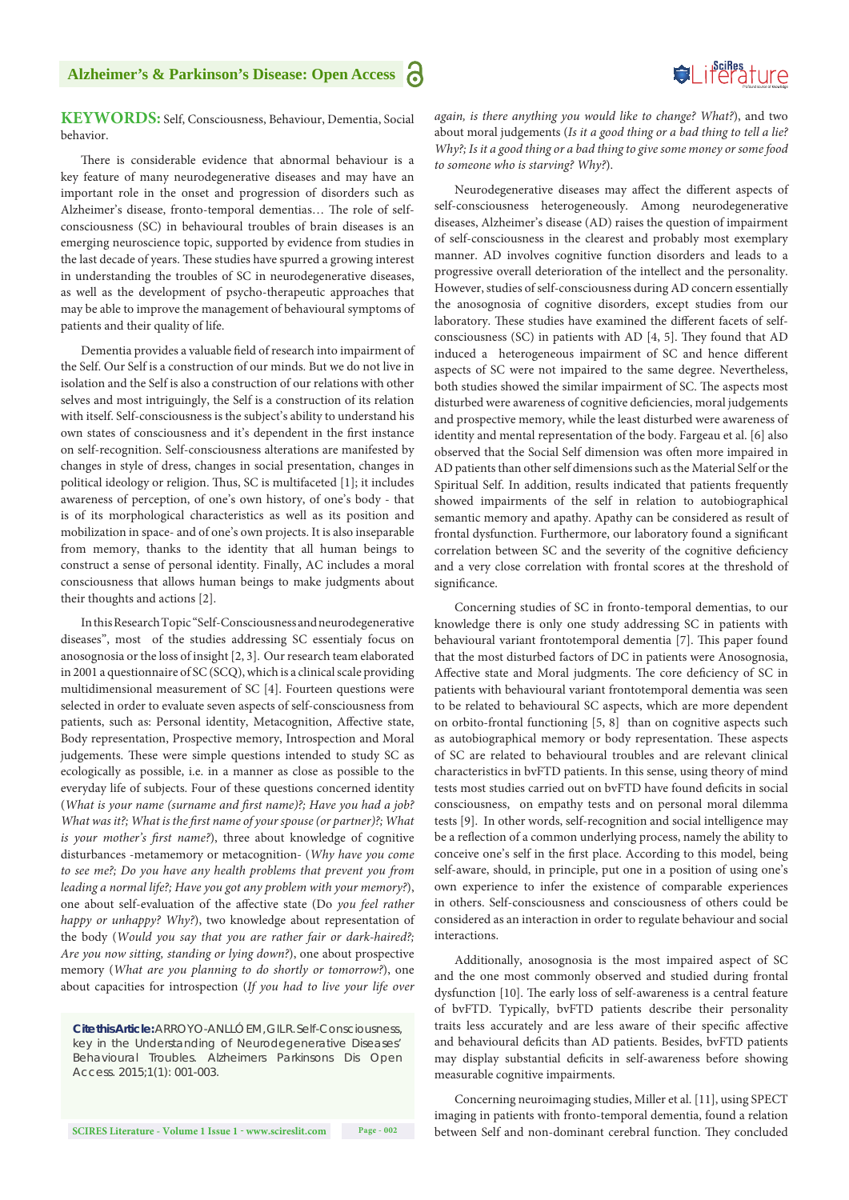**KEYWORDS:** Self, Consciousness, Behaviour, Dementia, Social behavior.

There is considerable evidence that abnormal behaviour is a key feature of many neurodegenerative diseases and may have an important role in the onset and progression of disorders such as Alzheimer's disease, fronto-temporal dementias… The role of self-consciousness (SC) in behavioural troubles of brain diseases is an emerging neuroscience topic, supported by evidence from studies in the last decade of years. These studies have spurred a growing interest in understanding the troubles of SC in neurodegenerative diseases, as well as the development of psycho-therapeutic approaches that may be able to improve the management of behavioural symptoms of patients and their quality of life.

Dementia provides a valuable field of research into impairment of the Self. Our Self is a construction of our minds. But we do not live in isolation and the Self is also a construction of our relations with other selves and most intriguingly, the Self is a construction of its relation with itself. Self-consciousness is the subject's ability to understand his own states of consciousness and it's dependent in the first instance on self-recognition. Self-consciousness alterations are manifested by changes in style of dress, changes in social presentation, changes in political ideology or religion. Thus, SC is multifaceted [1]; it includes awareness of perception, of one's own history, of one's body - that is of its morphological characteristics as well as its position and mobilization in space- and of one's own projects. It is also inseparable from memory, thanks to the identity that all human beings to construct a sense of personal identity. Finally, AC includes a moral consciousness that allows human beings to make judgments about their thoughts and actions [2].

In this Research Topic "Self-Consciousness and neurodegenerative diseases", most of the studies addressing SC essentialy focus on anosognosia or the loss of insight [2, 3]. Our research team elaborated in 2001 a questionnaire of SC (SCQ), which is a clinical scale providing multidimensional measurement of SC [4]. Fourteen questions were selected in order to evaluate seven aspects of self-consciousness from patients, such as: Personal identity, Metacognition, Affective state, Body representation, Prospective memory, Introspection and Moral judgements. These were simple questions intended to study SC as ecologically as possible, i.e. in a manner as close as possible to the everyday life of subjects. Four of these questions concerned identity (*What is your name (surname and first name)?; Have you had a job? What was it?; What is the first name of your spouse (or partner)?; What is your mother's first name?*), three about knowledge of cognitive disturbances -metamemory or metacognition- (*Why have you come to see me?; Do you have any health problems that prevent you from leading a normal life?; Have you got any problem with your memory?*), one about self-evaluation of the affective state (Do *you feel rather happy or unhappy? Why?*), two knowledge about representation of the body (*Would you say that you are rather fair or dark-haired?; Are you now sitting, standing or lying down?*), one about prospective memory (*What are you planning to do shortly or tomorrow?*), one about capacities for introspection (*If you had to live your life over again, is there anything you would like to change? What?*), and two about moral judgements (*Is it a good thing or a bad thing to tell a lie? Why?; Is it a good thing or a bad thing to give some money or some food to someone who is starving? Why?*).

Neurodegenerative diseases may affect the different aspects of self-consciousness heterogeneously. Among neurodegenerative diseases, Alzheimer's disease (AD) raises the question of impairment of self-consciousness in the clearest and probably most exemplary manner. AD involves cognitive function disorders and leads to a progressive overall deterioration of the intellect and the personality. However, studies of self-consciousness during AD concern essentially the anosognosia of cognitive disorders, except studies from our laboratory. These studies have examined the different facets of self-consciousness (SC) in patients with AD [4, 5]. They found that AD induced a heterogeneous impairment of SC and hence different aspects of SC were not impaired to the same degree. Nevertheless, both studies showed the similar impairment of SC. The aspects most disturbed were awareness of cognitive deficiencies, moral judgements and prospective memory, while the least disturbed were awareness of identity and mental representation of the body. Fargeau et al. [6] also observed that the Social Self dimension was often more impaired in AD patients than other self dimensions such as the Material Self or the Spiritual Self. In addition, results indicated that patients frequently showed impairments of the self in relation to autobiographical semantic memory and apathy. Apathy can be considered as result of frontal dysfunction. Furthermore, our laboratory found a significant correlation between SC and the severity of the cognitive deficiency and a very close correlation with frontal scores at the threshold of significance.

Concerning studies of SC in fronto-temporal dementias, to our knowledge there is only one study addressing SC in patients with behavioural variant frontotemporal dementia [7]. This paper found that the most disturbed factors of DC in patients were Anosognosia, Affective state and Moral judgments. The core deficiency of SC in patients with behavioural variant frontotemporal dementia was seen to be related to behavioural SC aspects, which are more dependent on orbito-frontal functioning [5, 8] than on cognitive aspects such as autobiographical memory or body representation. These aspects of SC are related to behavioural troubles and are relevant clinical characteristics in bvFTD patients. In this sense, using theory of mind tests most studies carried out on bvFTD have found deficits in social consciousness, on empathy tests and on personal moral dilemma tests [9]. In other words, self-recognition and social intelligence may be a reflection of a common underlying process, namely the ability to conceive one's self in the first place. According to this model, being self-aware, should, in principle, put one in a position of using one's own experience to infer the existence of comparable experiences in others. Self-consciousness and consciousness of others could be considered as an interaction in order to regulate behaviour and social interactions.

Additionally, anosognosia is the most impaired aspect of SC and the one most commonly observed and studied during frontal dysfunction [10]. The early loss of self-awareness is a central feature of bvFTD. Typically, bvFTD patients describe their personality traits less accurately and are less aware of their specific affective and behavioural deficits than AD patients. Besides, bvFTD patients may display substantial deficits in self-awareness before showing measurable cognitive impairments.

Concerning neuroimaging studies, Miller et al. [11], using SPECT imaging in patients with fronto-temporal dementia, found a relation between Self and non-dominant cerebral function. They concluded

**Cite this Article:** ARROYO-ANLLÓ EM, GIL R. Self-Consciousness, key in the Understanding of Neurodegenerative Diseases' Behavioural Troubles. Alzheimers Parkinsons Dis Open Access. 2015;1(1): 001-003.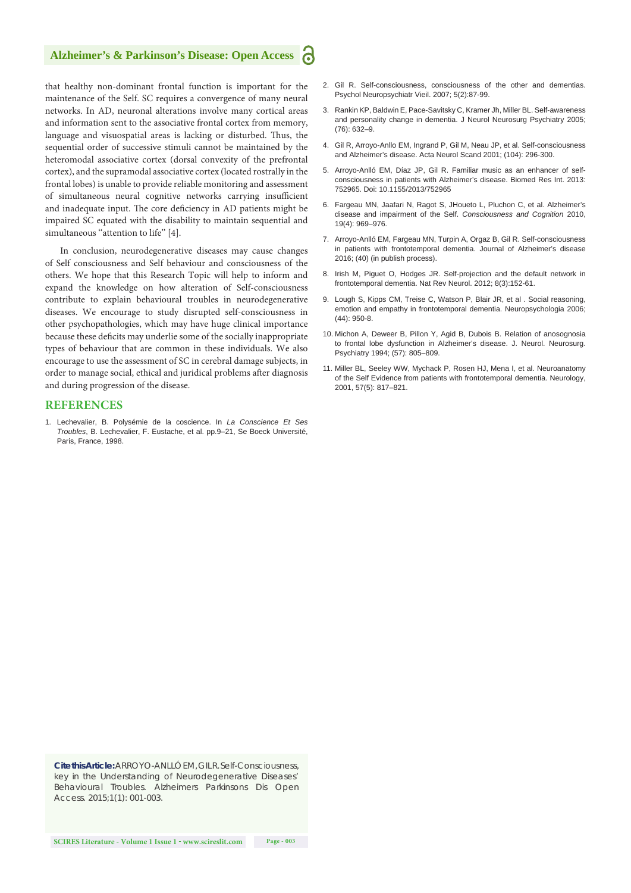that healthy non-dominant frontal function is important for the maintenance of the Self. SC requires a convergence of many neural networks. In AD, neuronal alterations involve many cortical areas and information sent to the associative frontal cortex from memory, language and visuospatial areas is lacking or disturbed. Thus, the sequential order of successive stimuli cannot be maintained by the heteromodal associative cortex (dorsal convexity of the prefrontal cortex), and the supramodal associative cortex (located rostrally in the frontal lobes) is unable to provide reliable monitoring and assessment of simultaneous neural cognitive networks carrying insufficient and inadequate input. The core deficiency in AD patients might be impaired SC equated with the disability to maintain sequential and simultaneous "attention to life" [4].

In conclusion, neurodegenerative diseases may cause changes of Self consciousness and Self behaviour and consciousness of the others. We hope that this Research Topic will help to inform and expand the knowledge on how alteration of Self-consciousness contribute to explain behavioural troubles in neurodegenerative diseases. We encourage to study disrupted self-consciousness in other psychopathologies, which may have huge clinical importance because these deficits may underlie some of the socially inappropriate types of behaviour that are common in these individuals. We also encourage to use the assessment of SC in cerebral damage subjects, in order to manage social, ethical and juridical problems after diagnosis and during progression of the disease.

## REFERENCES

1. Lechevalier, B. Polysémie de la coscience. In *La Conscience Et Ses Troubles*, B. Lechevalier, F. Eustache, et al. pp.9–21, Se Boeck Université, Paris, France, 1998.
2. Gil R. Self-consciousness, consciousness of the other and dementias. Psychol Neuropsychiatr Vieil. 2007; 5(2):87-99.
3. Rankin KP, Baldwin E, Pace-Savitsky C, Kramer Jh, Miller BL. Self-awareness and personality change in dementia. J Neurol Neurosurg Psychiatry 2005; (76): 632–9.
4. Gil R, Arroyo-Anllo EM, Ingrand P, Gil M, Neau JP, et al. Self-consciousness and Alzheimer's disease. Acta Neurol Scand 2001; (104): 296-300.
5. Arroyo-Anlló EM, Díaz JP, Gil R. Familiar music as an enhancer of self-consciousness in patients with Alzheimer's disease. Biomed Res Int. 2013: 752965. Doi: 10.1155/2013/752965
6. Fargeau MN, Jaafari N, Ragot S, JHoueto L, Pluchon C, et al. Alzheimer's disease and impairment of the Self. *Consciousness and Cognition* 2010, 19(4): 969–976.
7. Arroyo-Anlló EM, Fargeau MN, Turpin A, Orgaz B, Gil R. Self-consciousness in patients with frontotemporal dementia. Journal of Alzheimer's disease 2016; (40) (in publish process).
8. Irish M, Piguet O, Hodges JR. Self-projection and the default network in frontotemporal dementia. Nat Rev Neurol. 2012; 8(3):152-61.
9. Lough S, Kipps CM, Treise C, Watson P, Blair JR, et al . Social reasoning, emotion and empathy in frontotemporal dementia. Neuropsychologia 2006; (44): 950-8.
10. Michon A, Deweer B, Pillon Y, Agid B, Dubois B. Relation of anosognosia to frontal lobe dysfunction in Alzheimer's disease. J. Neurol. Neurosurg. Psychiatry 1994; (57): 805–809.
11. Miller BL, Seeley WW, Mychack P, Rosen HJ, Mena I, et al. Neuroanatomy of the Self Evidence from patients with frontotemporal dementia. Neurology, 2001, 57(5): 817–821.

**Cite this Article:** ARROYO-ANLLÓ EM, GIL R. Self-Consciousness, key in the Understanding of Neurodegenerative Diseases' Behavioural Troubles. Alzheimers Parkinsons Dis Open Access. 2015;1(1): 001-003.